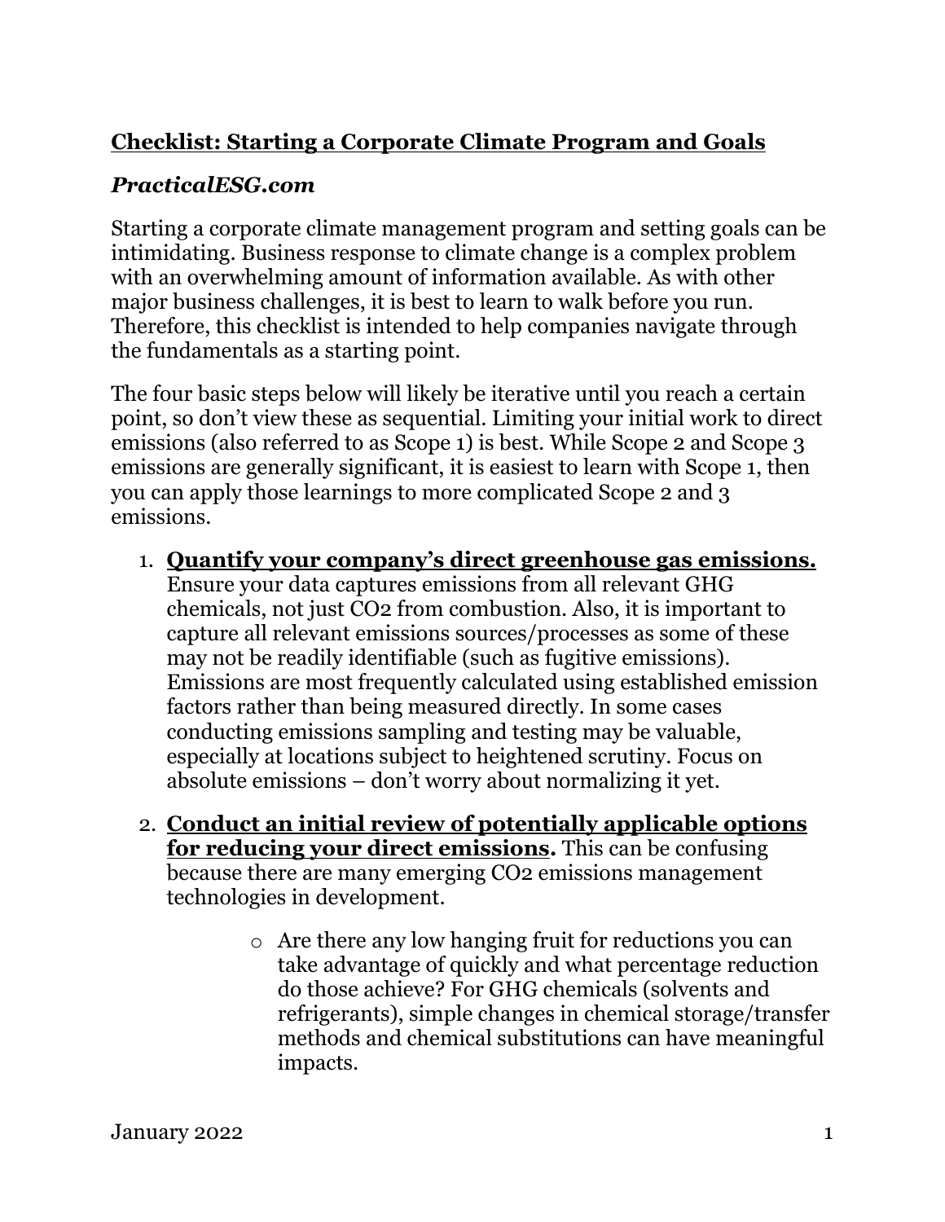## **Checklist: Starting a Corporate Climate Program and Goals**

***PracticalESG.com***

Starting a corporate climate management program and setting goals can be intimidating. Business response to climate change is a complex problem with an overwhelming amount of information available. As with other major business challenges, it is best to learn to walk before you run. Therefore, this checklist is intended to help companies navigate through the fundamentals as a starting point.

The four basic steps below will likely be iterative until you reach a certain point, so don't view these as sequential. Limiting your initial work to direct emissions (also referred to as Scope 1) is best. While Scope 2 and Scope 3 emissions are generally significant, it is easiest to learn with Scope 1, then you can apply those learnings to more complicated Scope 2 and 3 emissions.

1. **Quantify your company's direct greenhouse gas emissions.** Ensure your data captures emissions from all relevant GHG chemicals, not just $CO_2$ from combustion. Also, it is important to capture all relevant emissions sources/processes as some of these may not be readily identifiable (such as fugitive emissions). Emissions are most frequently calculated using established emission factors rather than being measured directly. In some cases conducting emissions sampling and testing may be valuable, especially at locations subject to heightened scrutiny. Focus on absolute emissions – don't worry about normalizing it yet.

2. **Conduct an initial review of potentially applicable options for reducing your direct emissions.** This can be confusing because there are many emerging $CO_2$ emissions management technologies in development.

    - Are there any low hanging fruit for reductions you can take advantage of quickly and what percentage reduction do those achieve? For GHG chemicals (solvents and refrigerants), simple changes in chemical storage/transfer methods and chemical substitutions can have meaningful impacts.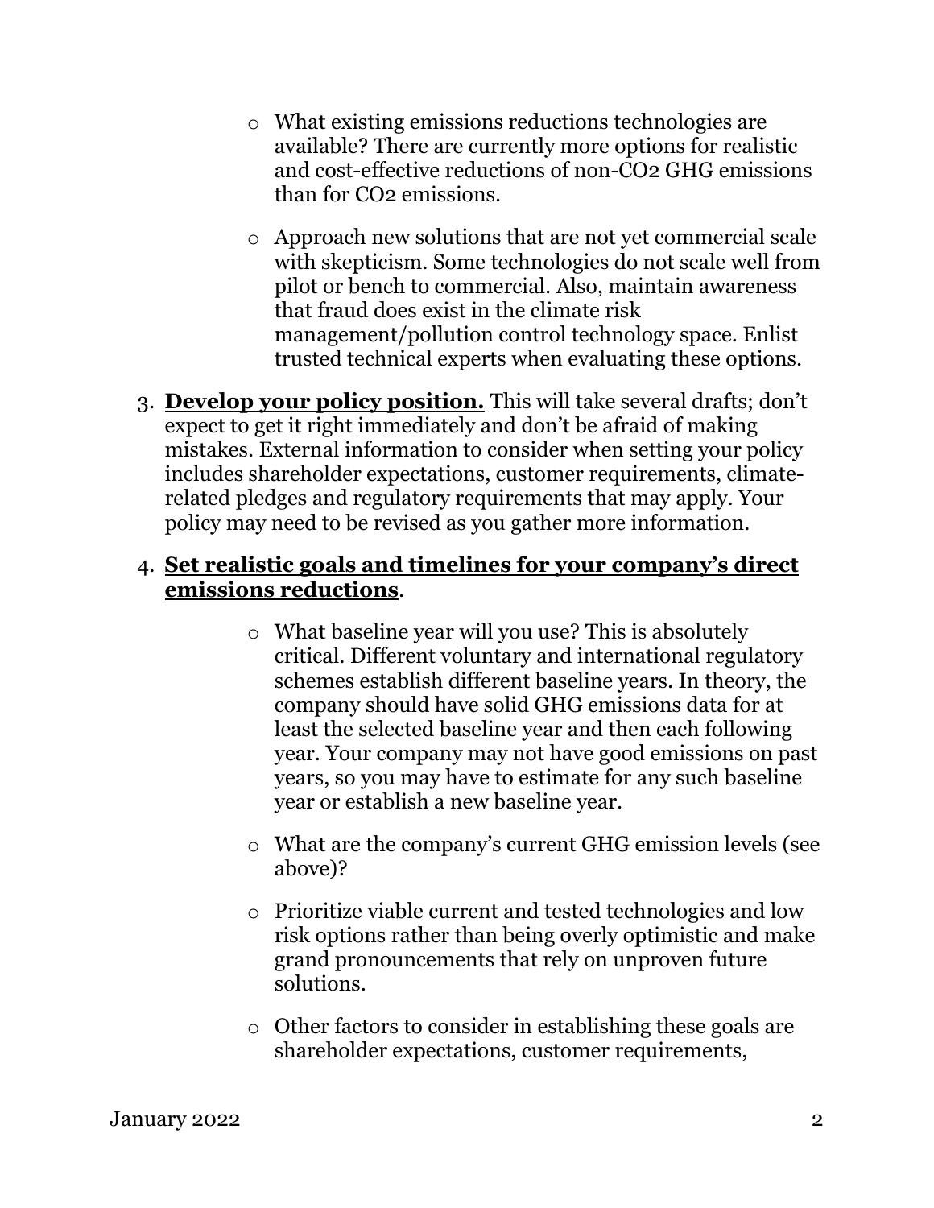- What existing emissions reductions technologies are available? There are currently more options for realistic and cost-effective reductions of non-$CO_2$ GHG emissions than for $CO_2$ emissions.

- Approach new solutions that are not yet commercial scale with skepticism. Some technologies do not scale well from pilot or bench to commercial. Also, maintain awareness that fraud does exist in the climate risk management/pollution control technology space. Enlist trusted technical experts when evaluating these options.

3. **Develop your policy position.** This will take several drafts; don't expect to get it right immediately and don't be afraid of making mistakes. External information to consider when setting your policy includes shareholder expectations, customer requirements, climate-related pledges and regulatory requirements that may apply. Your policy may need to be revised as you gather more information.

4. **Set realistic goals and timelines for your company's direct emissions reductions**.

   - What baseline year will you use? This is absolutely critical. Different voluntary and international regulatory schemes establish different baseline years. In theory, the company should have solid GHG emissions data for at least the selected baseline year and then each following year. Your company may not have good emissions on past years, so you may have to estimate for any such baseline year or establish a new baseline year.

   - What are the company's current GHG emission levels (see above)?

   - Prioritize viable current and tested technologies and low risk options rather than being overly optimistic and make grand pronouncements that rely on unproven future solutions.

   - Other factors to consider in establishing these goals are shareholder expectations, customer requirements,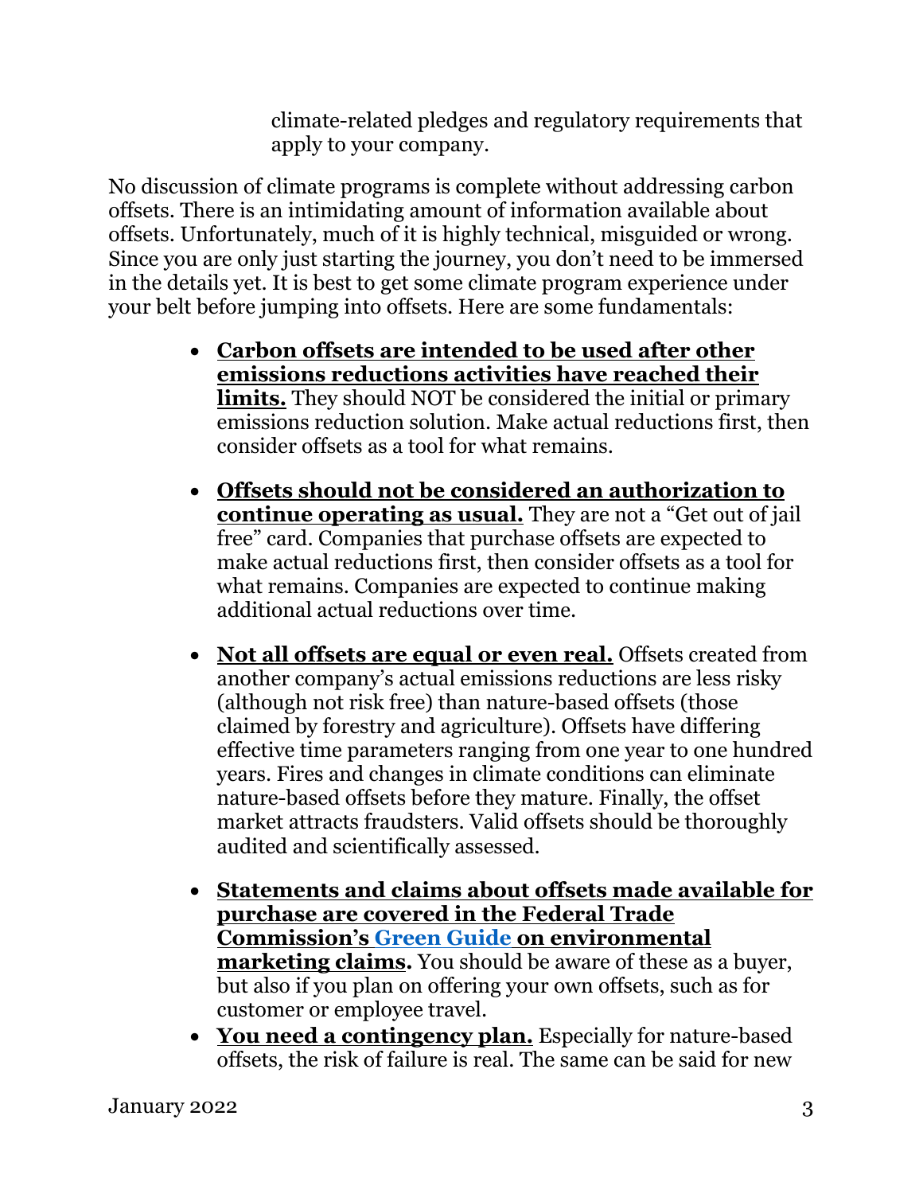climate-related pledges and regulatory requirements that apply to your company.

No discussion of climate programs is complete without addressing carbon offsets. There is an intimidating amount of information available about offsets. Unfortunately, much of it is highly technical, misguided or wrong. Since you are only just starting the journey, you don't need to be immersed in the details yet. It is best to get some climate program experience under your belt before jumping into offsets. Here are some fundamentals:

- **Carbon offsets are intended to be used after other emissions reductions activities have reached their limits.** They should NOT be considered the initial or primary emissions reduction solution. Make actual reductions first, then consider offsets as a tool for what remains.
- **Offsets should not be considered an authorization to continue operating as usual.** They are not a "Get out of jail free" card. Companies that purchase offsets are expected to make actual reductions first, then consider offsets as a tool for what remains. Companies are expected to continue making additional actual reductions over time.
- **Not all offsets are equal or even real.** Offsets created from another company's actual emissions reductions are less risky (although not risk free) than nature-based offsets (those claimed by forestry and agriculture). Offsets have differing effective time parameters ranging from one year to one hundred years. Fires and changes in climate conditions can eliminate nature-based offsets before they mature. Finally, the offset market attracts fraudsters. Valid offsets should be thoroughly audited and scientifically assessed.
- **Statements and claims about offsets made available for purchase are covered in the Federal Trade Commission's Green Guide on environmental marketing claims.** You should be aware of these as a buyer, but also if you plan on offering your own offsets, such as for customer or employee travel.
- **You need a contingency plan.** Especially for nature-based offsets, the risk of failure is real. The same can be said for new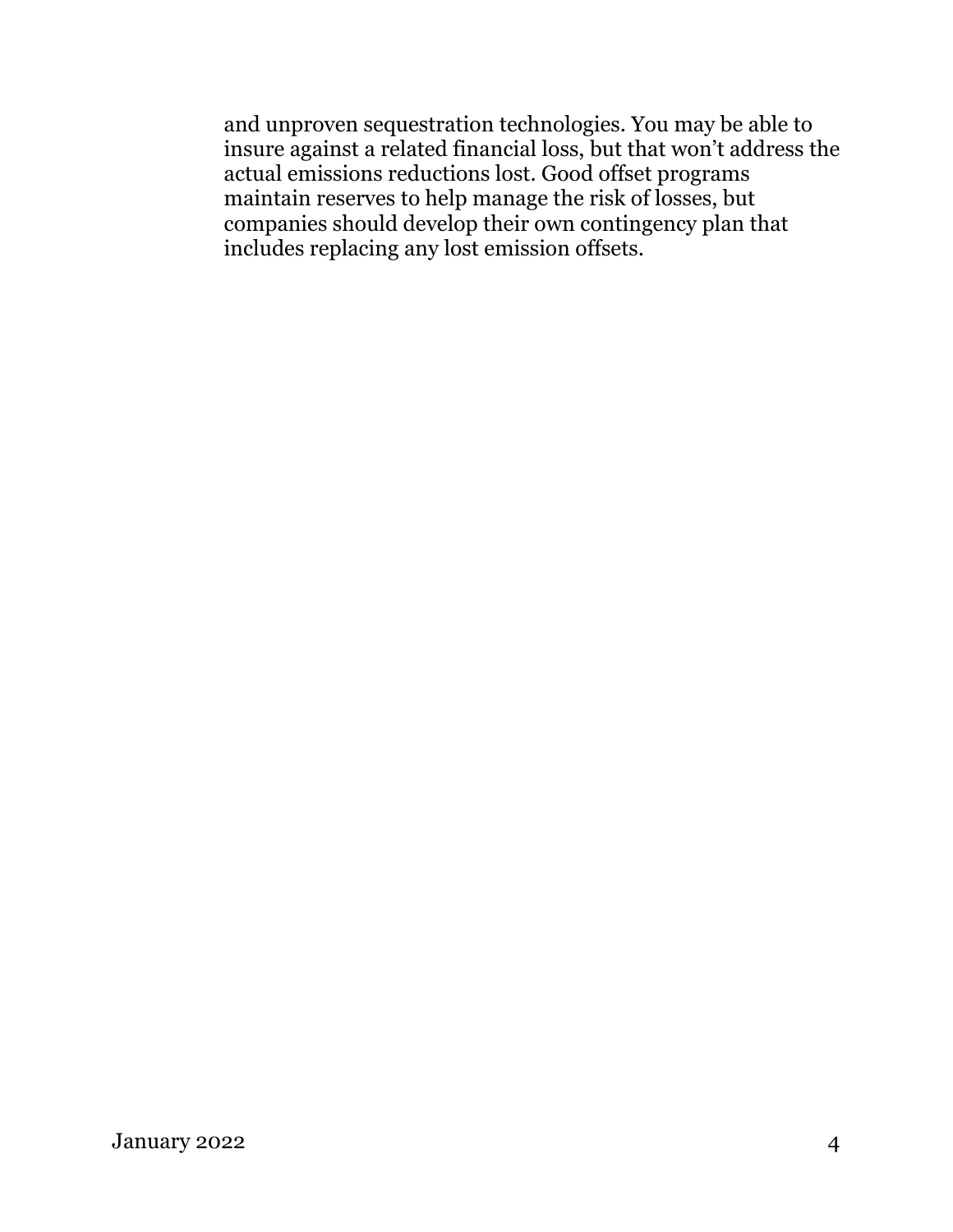and unproven sequestration technologies. You may be able to insure against a related financial loss, but that won't address the actual emissions reductions lost. Good offset programs maintain reserves to help manage the risk of losses, but companies should develop their own contingency plan that includes replacing any lost emission offsets.